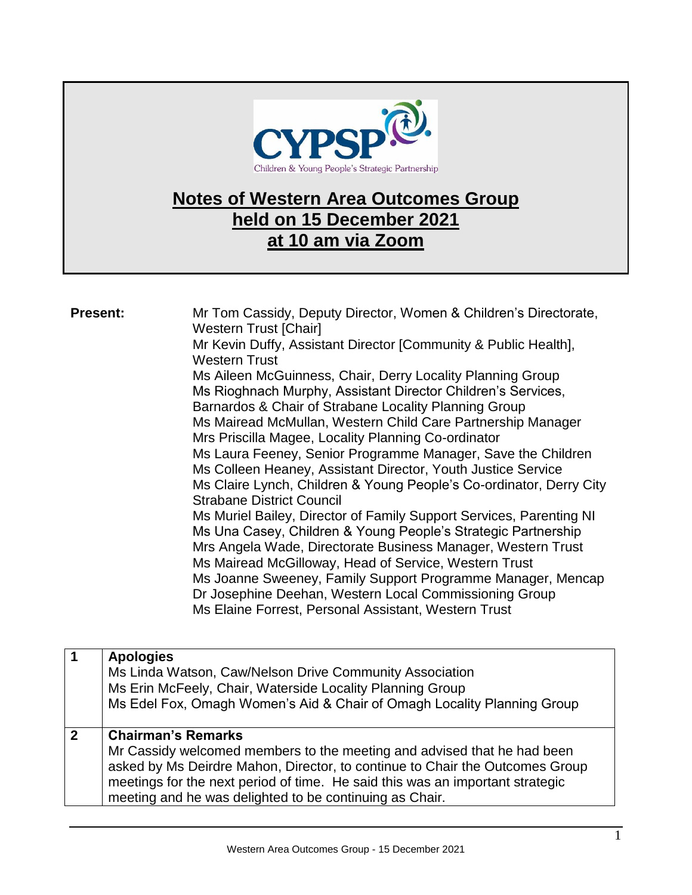CYPSP

Children & Young People's Strategic Partnership

# Notes of Western Area Outcomes Group held on 15 December 2021 at 10 am via Zoom

**Present:**

Mr Tom Cassidy, Deputy Director, Women & Children's Directorate, Western Trust [Chair]
Mr Kevin Duffy, Assistant Director [Community & Public Health], Western Trust
Ms Aileen McGuinness, Chair, Derry Locality Planning Group
Ms Rioghnach Murphy, Assistant Director Children's Services, Barnardos & Chair of Strabane Locality Planning Group
Ms Mairead McMullan, Western Child Care Partnership Manager
Mrs Priscilla Magee, Locality Planning Co-ordinator
Ms Laura Feeney, Senior Programme Manager, Save the Children
Ms Colleen Heaney, Assistant Director, Youth Justice Service
Ms Claire Lynch, Children & Young People's Co-ordinator, Derry City Strabane District Council
Ms Muriel Bailey, Director of Family Support Services, Parenting NI
Ms Una Casey, Children & Young People's Strategic Partnership
Mrs Angela Wade, Directorate Business Manager, Western Trust
Ms Mairead McGilloway, Head of Service, Western Trust
Ms Joanne Sweeney, Family Support Programme Manager, Mencap
Dr Josephine Deehan, Western Local Commissioning Group
Ms Elaine Forrest, Personal Assistant, Western Trust

| | |
|---|---|
| **1** | **Apologies**<br>Ms Linda Watson, Caw/Nelson Drive Community Association<br>Ms Erin McFeely, Chair, Waterside Locality Planning Group<br>Ms Edel Fox, Omagh Women's Aid & Chair of Omagh Locality Planning Group |
| **2** | **Chairman's Remarks**<br>Mr Cassidy welcomed members to the meeting and advised that he had been asked by Ms Deirdre Mahon, Director, to continue to Chair the Outcomes Group meetings for the next period of time. He said this was an important strategic meeting and he was delighted to be continuing as Chair. |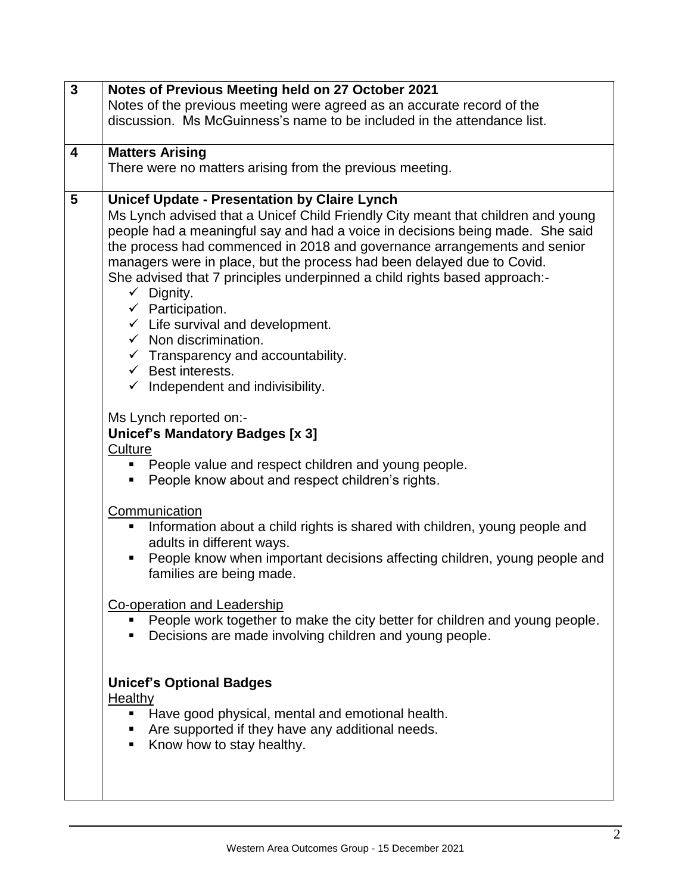| | |
|---|---|
| **3** | **Notes of Previous Meeting held on 27 October 2021**<br>Notes of the previous meeting were agreed as an accurate record of the discussion. Ms McGuinness's name to be included in the attendance list. |
| **4** | **Matters Arising**<br>There were no matters arising from the previous meeting. |
| **5** | **Unicef Update - Presentation by Claire Lynch**<br>Ms Lynch advised that a Unicef Child Friendly City meant that children and young people had a meaningful say and had a voice in decisions being made. She said the process had commenced in 2018 and governance arrangements and senior managers were in place, but the process had been delayed due to Covid.<br>She advised that 7 principles underpinned a child rights based approach:-<br>✓ Dignity.<br>✓ Participation.<br>✓ Life survival and development.<br>✓ Non discrimination.<br>✓ Transparency and accountability.<br>✓ Best interests.<br>✓ Independent and indivisibility.<br><br>Ms Lynch reported on:-<br>**Unicef's Mandatory Badges [x 3]**<br><u>Culture</u><br>▪ People value and respect children and young people.<br>▪ People know about and respect children's rights.<br><br><u>Communication</u><br>▪ Information about a child rights is shared with children, young people and adults in different ways.<br>▪ People know when important decisions affecting children, young people and families are being made.<br><br><u>Co-operation and Leadership</u><br>▪ People work together to make the city better for children and young people.<br>▪ Decisions are made involving children and young people.<br><br>**Unicef's Optional Badges**<br><u>Healthy</u><br>▪ Have good physical, mental and emotional health.<br>▪ Are supported if they have any additional needs.<br>▪ Know how to stay healthy. |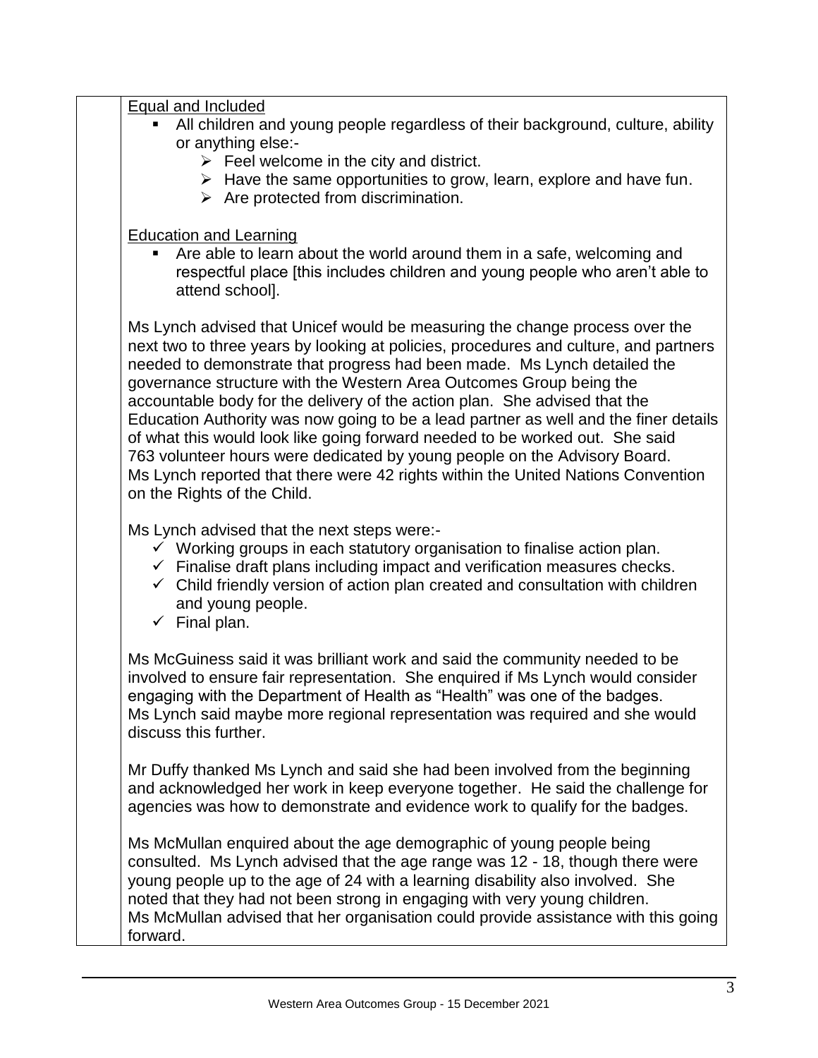Equal and Included

- All children and young people regardless of their background, culture, ability or anything else:-
  - Feel welcome in the city and district.
  - Have the same opportunities to grow, learn, explore and have fun.
  - Are protected from discrimination.

Education and Learning

- Are able to learn about the world around them in a safe, welcoming and respectful place [this includes children and young people who aren't able to attend school].

Ms Lynch advised that Unicef would be measuring the change process over the next two to three years by looking at policies, procedures and culture, and partners needed to demonstrate that progress had been made. Ms Lynch detailed the governance structure with the Western Area Outcomes Group being the accountable body for the delivery of the action plan. She advised that the Education Authority was now going to be a lead partner as well and the finer details of what this would look like going forward needed to be worked out. She said 763 volunteer hours were dedicated by young people on the Advisory Board. Ms Lynch reported that there were 42 rights within the United Nations Convention on the Rights of the Child.

Ms Lynch advised that the next steps were:-

- ✓ Working groups in each statutory organisation to finalise action plan.
- ✓ Finalise draft plans including impact and verification measures checks.
- ✓ Child friendly version of action plan created and consultation with children and young people.
- ✓ Final plan.

Ms McGuiness said it was brilliant work and said the community needed to be involved to ensure fair representation. She enquired if Ms Lynch would consider engaging with the Department of Health as "Health" was one of the badges. Ms Lynch said maybe more regional representation was required and she would discuss this further.

Mr Duffy thanked Ms Lynch and said she had been involved from the beginning and acknowledged her work in keep everyone together. He said the challenge for agencies was how to demonstrate and evidence work to qualify for the badges.

Ms McMullan enquired about the age demographic of young people being consulted. Ms Lynch advised that the age range was 12 - 18, though there were young people up to the age of 24 with a learning disability also involved. She noted that they had not been strong in engaging with very young children. Ms McMullan advised that her organisation could provide assistance with this going forward.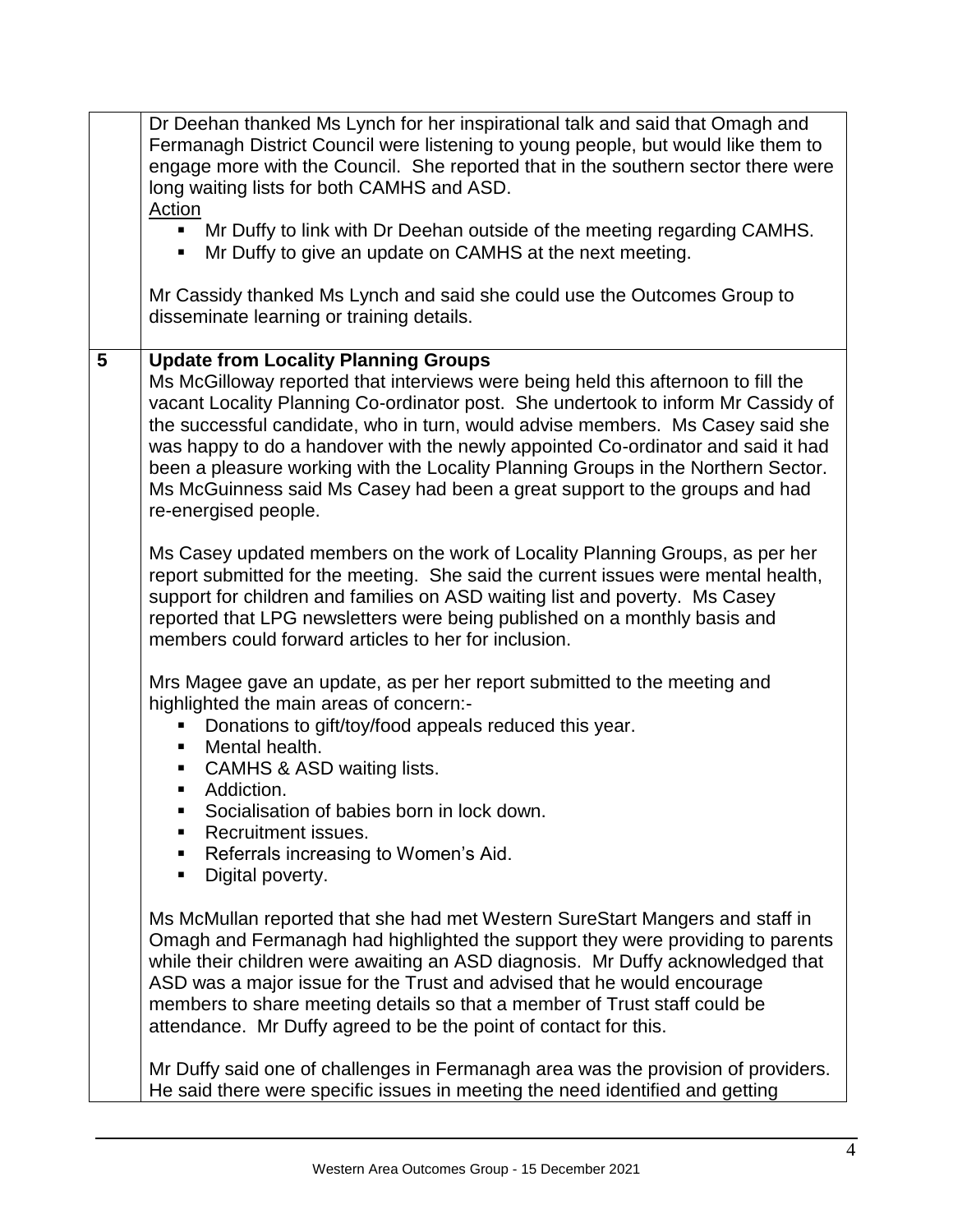| | |
|---|---|
| | Dr Deehan thanked Ms Lynch for her inspirational talk and said that Omagh and Fermanagh District Council were listening to young people, but would like them to engage more with the Council. She reported that in the southern sector there were long waiting lists for both CAMHS and ASD.<br><br><u>Action</u><br>▪ Mr Duffy to link with Dr Deehan outside of the meeting regarding CAMHS.<br>▪ Mr Duffy to give an update on CAMHS at the next meeting.<br><br>Mr Cassidy thanked Ms Lynch and said she could use the Outcomes Group to disseminate learning or training details. |
| **5** | **Update from Locality Planning Groups**<br>Ms McGilloway reported that interviews were being held this afternoon to fill the vacant Locality Planning Co-ordinator post. She undertook to inform Mr Cassidy of the successful candidate, who in turn, would advise members. Ms Casey said she was happy to do a handover with the newly appointed Co-ordinator and said it had been a pleasure working with the Locality Planning Groups in the Northern Sector. Ms McGuinness said Ms Casey had been a great support to the groups and had re-energised people.<br><br>Ms Casey updated members on the work of Locality Planning Groups, as per her report submitted for the meeting. She said the current issues were mental health, support for children and families on ASD waiting list and poverty. Ms Casey reported that LPG newsletters were being published on a monthly basis and members could forward articles to her for inclusion.<br><br>Mrs Magee gave an update, as per her report submitted to the meeting and highlighted the main areas of concern:-<br>▪ Donations to gift/toy/food appeals reduced this year.<br>▪ Mental health.<br>▪ CAMHS & ASD waiting lists.<br>▪ Addiction.<br>▪ Socialisation of babies born in lock down.<br>▪ Recruitment issues.<br>▪ Referrals increasing to Women's Aid.<br>▪ Digital poverty.<br><br>Ms McMullan reported that she had met Western SureStart Mangers and staff in Omagh and Fermanagh had highlighted the support they were providing to parents while their children were awaiting an ASD diagnosis. Mr Duffy acknowledged that ASD was a major issue for the Trust and advised that he would encourage members to share meeting details so that a member of Trust staff could be attendance. Mr Duffy agreed to be the point of contact for this.<br><br>Mr Duffy said one of challenges in Fermanagh area was the provision of providers. He said there were specific issues in meeting the need identified and getting |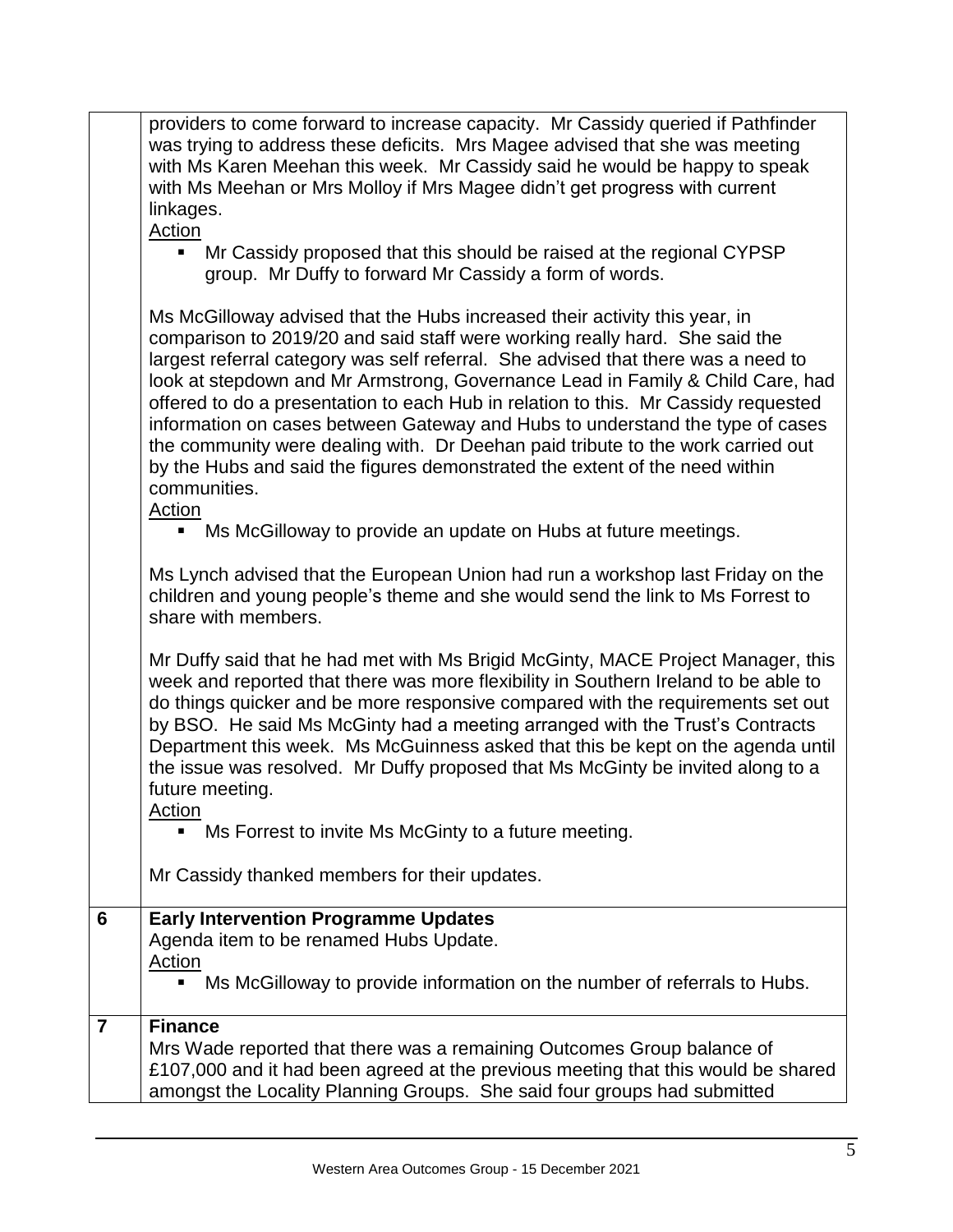| | |
|---|---|
| | providers to come forward to increase capacity. Mr Cassidy queried if Pathfinder was trying to address these deficits. Mrs Magee advised that she was meeting with Ms Karen Meehan this week. Mr Cassidy said he would be happy to speak with Ms Meehan or Mrs Molloy if Mrs Magee didn't get progress with current linkages.<br>Action<br>▪ Mr Cassidy proposed that this should be raised at the regional CYPSP group. Mr Duffy to forward Mr Cassidy a form of words.<br><br>Ms McGilloway advised that the Hubs increased their activity this year, in comparison to 2019/20 and said staff were working really hard. She said the largest referral category was self referral. She advised that there was a need to look at stepdown and Mr Armstrong, Governance Lead in Family & Child Care, had offered to do a presentation to each Hub in relation to this. Mr Cassidy requested information on cases between Gateway and Hubs to understand the type of cases the community were dealing with. Dr Deehan paid tribute to the work carried out by the Hubs and said the figures demonstrated the extent of the need within communities.<br>Action<br>▪ Ms McGilloway to provide an update on Hubs at future meetings.<br><br>Ms Lynch advised that the European Union had run a workshop last Friday on the children and young people's theme and she would send the link to Ms Forrest to share with members.<br><br>Mr Duffy said that he had met with Ms Brigid McGinty, MACE Project Manager, this week and reported that there was more flexibility in Southern Ireland to be able to do things quicker and be more responsive compared with the requirements set out by BSO. He said Ms McGinty had a meeting arranged with the Trust's Contracts Department this week. Ms McGuinness asked that this be kept on the agenda until the issue was resolved. Mr Duffy proposed that Ms McGinty be invited along to a future meeting.<br>Action<br>▪ Ms Forrest to invite Ms McGinty to a future meeting.<br><br>Mr Cassidy thanked members for their updates. |
| **6** | **Early Intervention Programme Updates**<br>Agenda item to be renamed Hubs Update.<br>Action<br>▪ Ms McGilloway to provide information on the number of referrals to Hubs. |
| **7** | **Finance**<br>Mrs Wade reported that there was a remaining Outcomes Group balance of £107,000 and it had been agreed at the previous meeting that this would be shared amongst the Locality Planning Groups. She said four groups had submitted |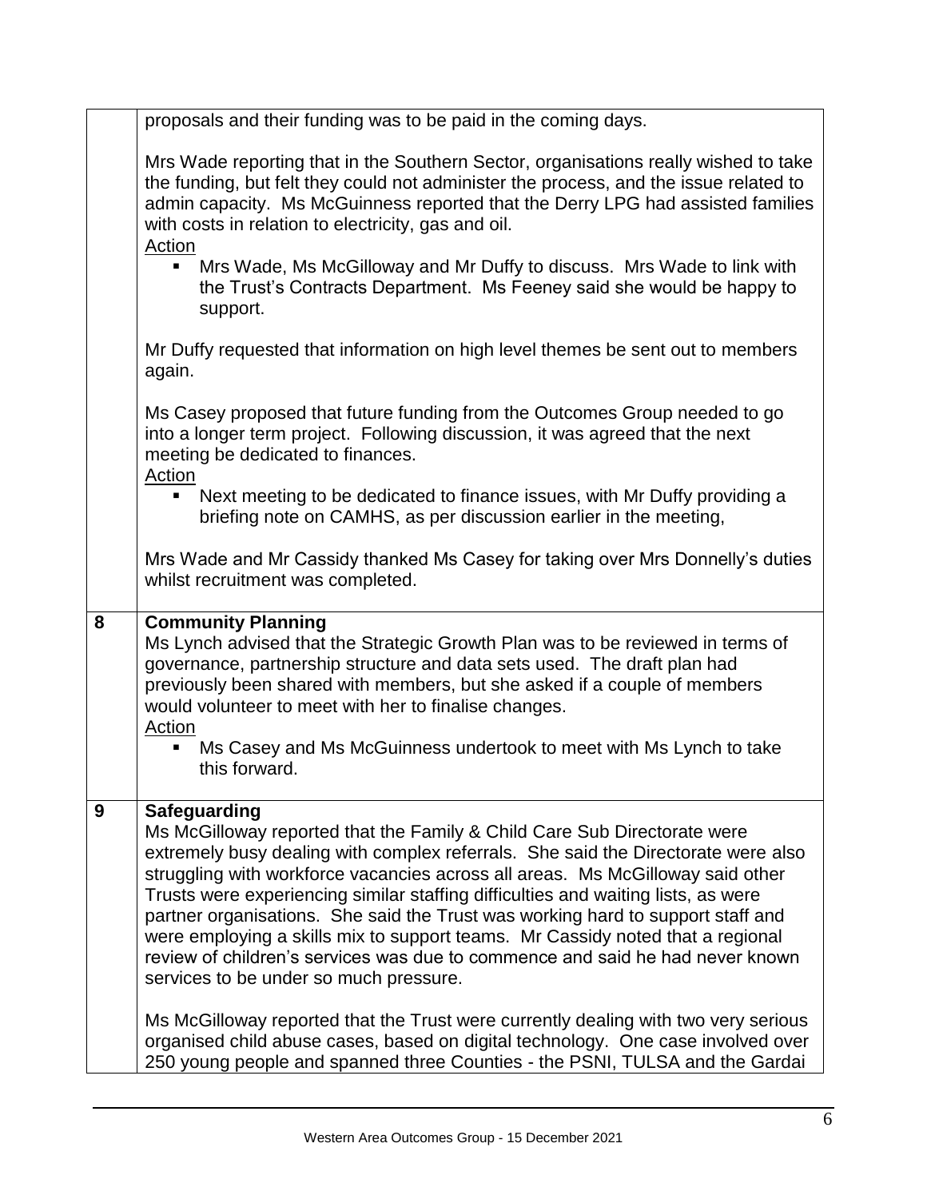| | |
|---|---|
| | proposals and their funding was to be paid in the coming days.<br><br>Mrs Wade reporting that in the Southern Sector, organisations really wished to take the funding, but felt they could not administer the process, and the issue related to admin capacity. Ms McGuinness reported that the Derry LPG had assisted families with costs in relation to electricity, gas and oil.<br><u>Action</u><br>▪ Mrs Wade, Ms McGilloway and Mr Duffy to discuss. Mrs Wade to link with the Trust's Contracts Department. Ms Feeney said she would be happy to support.<br><br>Mr Duffy requested that information on high level themes be sent out to members again.<br><br>Ms Casey proposed that future funding from the Outcomes Group needed to go into a longer term project. Following discussion, it was agreed that the next meeting be dedicated to finances.<br><u>Action</u><br>▪ Next meeting to be dedicated to finance issues, with Mr Duffy providing a briefing note on CAMHS, as per discussion earlier in the meeting,<br><br>Mrs Wade and Mr Cassidy thanked Ms Casey for taking over Mrs Donnelly's duties whilst recruitment was completed. |
| **8** | **Community Planning**<br>Ms Lynch advised that the Strategic Growth Plan was to be reviewed in terms of governance, partnership structure and data sets used. The draft plan had previously been shared with members, but she asked if a couple of members would volunteer to meet with her to finalise changes.<br><u>Action</u><br>▪ Ms Casey and Ms McGuinness undertook to meet with Ms Lynch to take this forward. |
| **9** | **Safeguarding**<br>Ms McGilloway reported that the Family & Child Care Sub Directorate were extremely busy dealing with complex referrals. She said the Directorate were also struggling with workforce vacancies across all areas. Ms McGilloway said other Trusts were experiencing similar staffing difficulties and waiting lists, as were partner organisations. She said the Trust was working hard to support staff and were employing a skills mix to support teams. Mr Cassidy noted that a regional review of children's services was due to commence and said he had never known services to be under so much pressure.<br><br>Ms McGilloway reported that the Trust were currently dealing with two very serious organised child abuse cases, based on digital technology. One case involved over 250 young people and spanned three Counties - the PSNI, TULSA and the Gardai |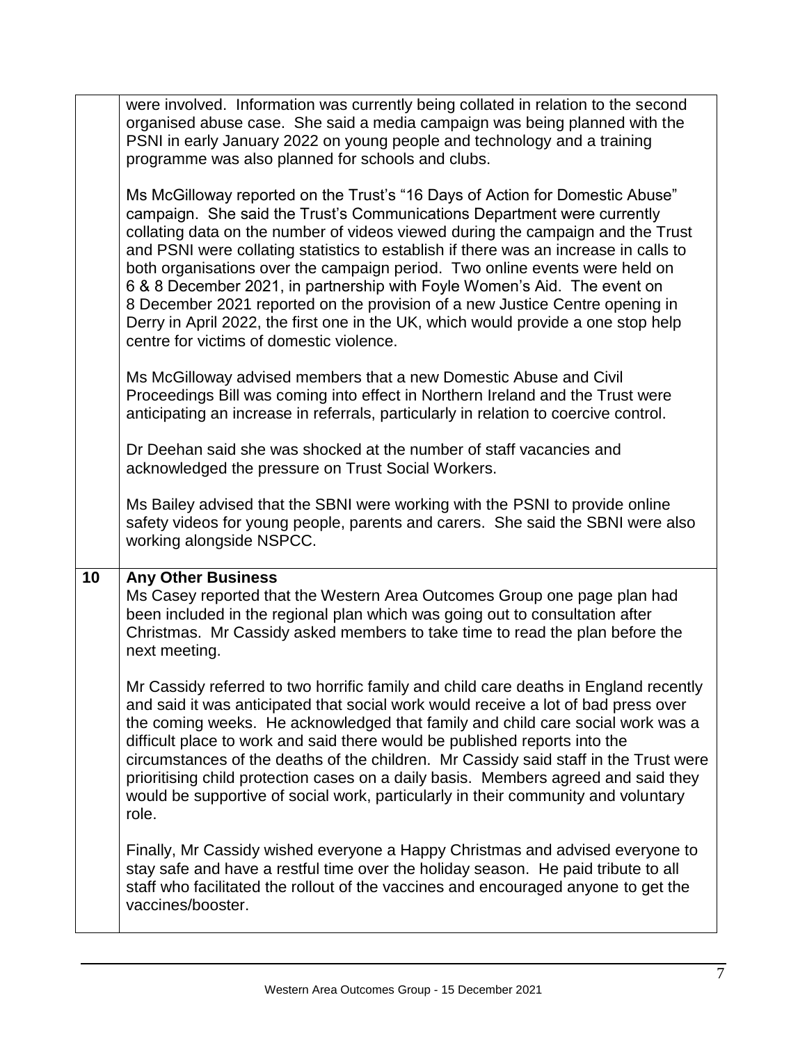| | |
|---|---|
| | were involved. Information was currently being collated in relation to the second organised abuse case. She said a media campaign was being planned with the PSNI in early January 2022 on young people and technology and a training programme was also planned for schools and clubs.<br><br>Ms McGilloway reported on the Trust's "16 Days of Action for Domestic Abuse" campaign. She said the Trust's Communications Department were currently collating data on the number of videos viewed during the campaign and the Trust and PSNI were collating statistics to establish if there was an increase in calls to both organisations over the campaign period. Two online events were held on 6 & 8 December 2021, in partnership with Foyle Women's Aid. The event on 8 December 2021 reported on the provision of a new Justice Centre opening in Derry in April 2022, the first one in the UK, which would provide a one stop help centre for victims of domestic violence.<br><br>Ms McGilloway advised members that a new Domestic Abuse and Civil Proceedings Bill was coming into effect in Northern Ireland and the Trust were anticipating an increase in referrals, particularly in relation to coercive control.<br><br>Dr Deehan said she was shocked at the number of staff vacancies and acknowledged the pressure on Trust Social Workers.<br><br>Ms Bailey advised that the SBNI were working with the PSNI to provide online safety videos for young people, parents and carers. She said the SBNI were also working alongside NSPCC. |
| **10** | **Any Other Business**<br>Ms Casey reported that the Western Area Outcomes Group one page plan had been included in the regional plan which was going out to consultation after Christmas. Mr Cassidy asked members to take time to read the plan before the next meeting.<br><br>Mr Cassidy referred to two horrific family and child care deaths in England recently and said it was anticipated that social work would receive a lot of bad press over the coming weeks. He acknowledged that family and child care social work was a difficult place to work and said there would be published reports into the circumstances of the deaths of the children. Mr Cassidy said staff in the Trust were prioritising child protection cases on a daily basis. Members agreed and said they would be supportive of social work, particularly in their community and voluntary role.<br><br>Finally, Mr Cassidy wished everyone a Happy Christmas and advised everyone to stay safe and have a restful time over the holiday season. He paid tribute to all staff who facilitated the rollout of the vaccines and encouraged anyone to get the vaccines/booster. |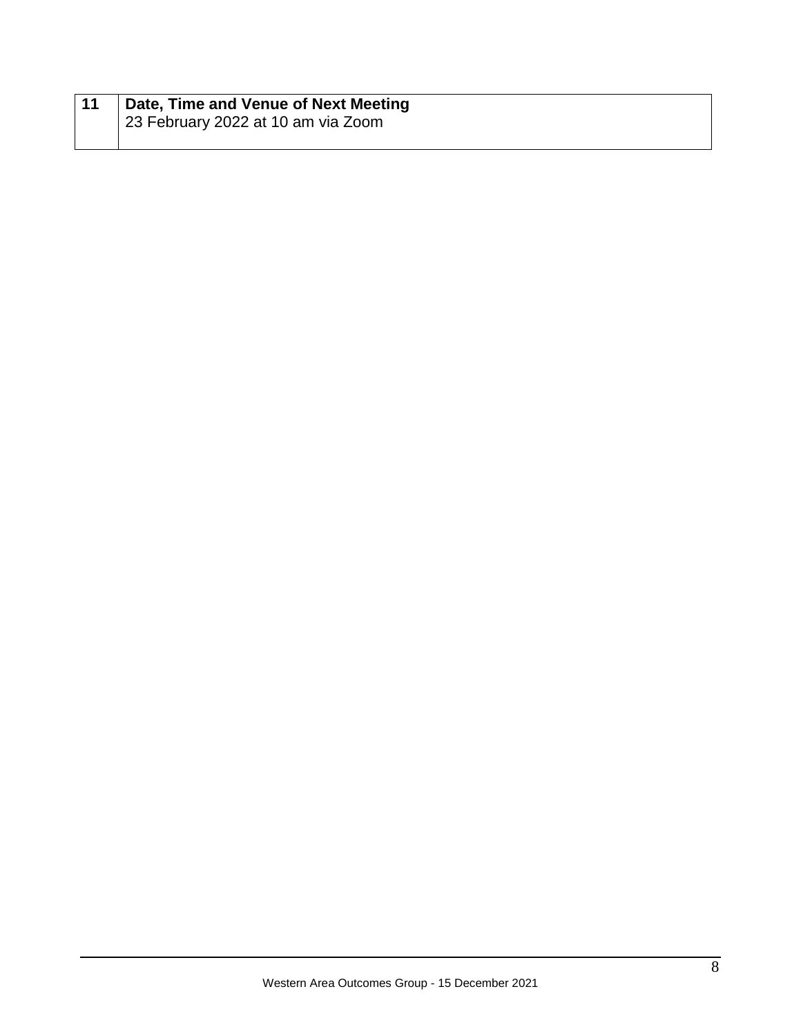| | |
|---|---|
| **11** | **Date, Time and Venue of Next Meeting**<br>23 February 2022 at 10 am via Zoom |